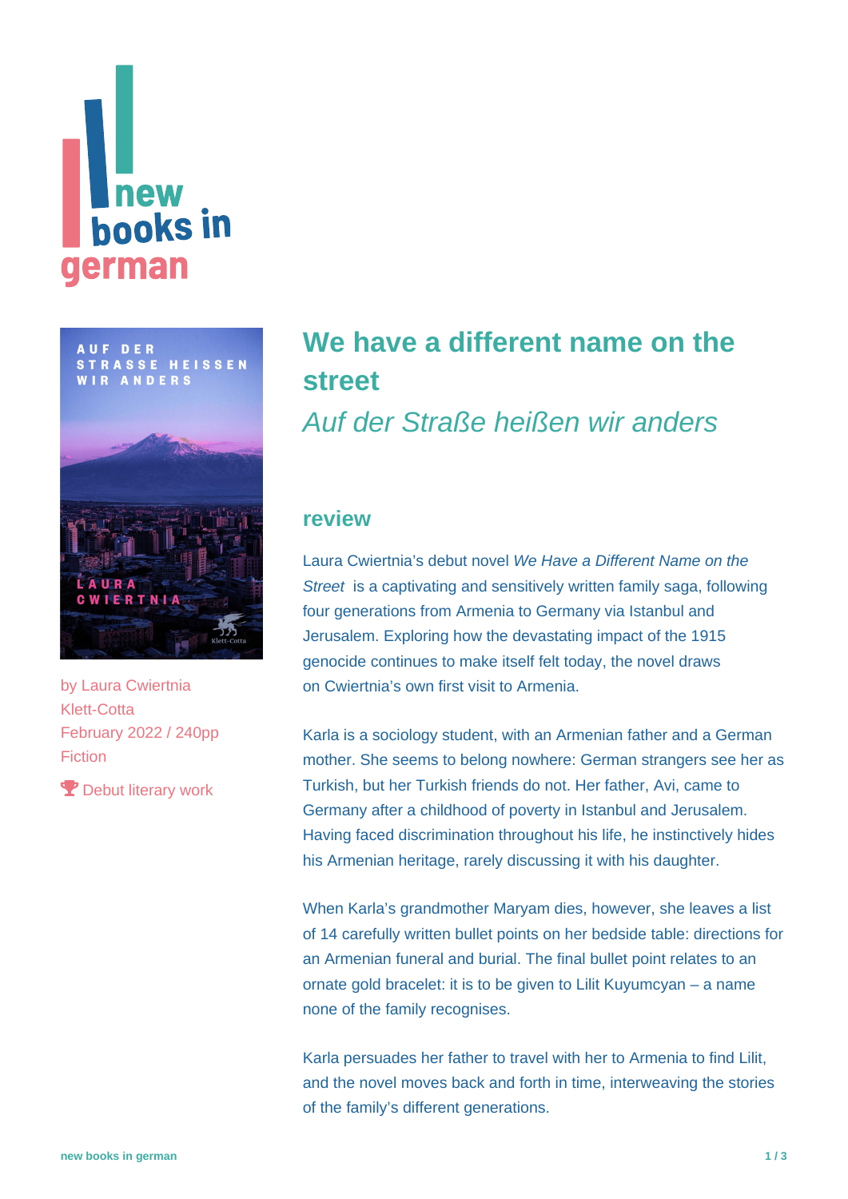new books in german

# We have a different name on the street

*Auf der Straße heißen wir anders*

by Laura Cwiertnia
Klett-Cotta
February 2022 / 240pp
Fiction

Debut literary work

## review

Laura Cwiertnia's debut novel *We Have a Different Name on the Street* is a captivating and sensitively written family saga, following four generations from Armenia to Germany via Istanbul and Jerusalem. Exploring how the devastating impact of the 1915 genocide continues to make itself felt today, the novel draws on Cwiertnia's own first visit to Armenia.

Karla is a sociology student, with an Armenian father and a German mother. She seems to belong nowhere: German strangers see her as Turkish, but her Turkish friends do not. Her father, Avi, came to Germany after a childhood of poverty in Istanbul and Jerusalem. Having faced discrimination throughout his life, he instinctively hides his Armenian heritage, rarely discussing it with his daughter.

When Karla's grandmother Maryam dies, however, she leaves a list of 14 carefully written bullet points on her bedside table: directions for an Armenian funeral and burial. The final bullet point relates to an ornate gold bracelet: it is to be given to Lilit Kuyumcyan – a name none of the family recognises.

Karla persuades her father to travel with her to Armenia to find Lilit, and the novel moves back and forth in time, interweaving the stories of the family's different generations.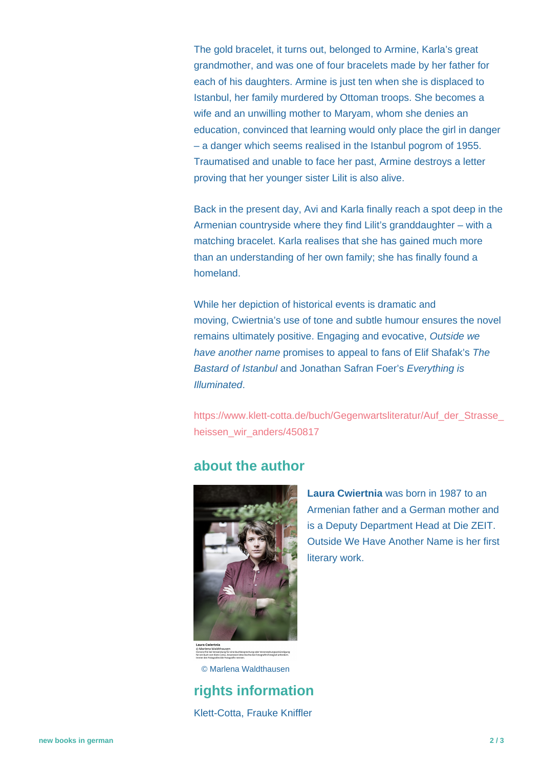The gold bracelet, it turns out, belonged to Armine, Karla's great grandmother, and was one of four bracelets made by her father for each of his daughters. Armine is just ten when she is displaced to Istanbul, her family murdered by Ottoman troops. She becomes a wife and an unwilling mother to Maryam, whom she denies an education, convinced that learning would only place the girl in danger – a danger which seems realised in the Istanbul pogrom of 1955. Traumatised and unable to face her past, Armine destroys a letter proving that her younger sister Lilit is also alive.

Back in the present day, Avi and Karla finally reach a spot deep in the Armenian countryside where they find Lilit's granddaughter – with a matching bracelet. Karla realises that she has gained much more than an understanding of her own family; she has finally found a homeland.

While her depiction of historical events is dramatic and moving, Cwiertnia's use of tone and subtle humour ensures the novel remains ultimately positive. Engaging and evocative, *Outside we have another name* promises to appeal to fans of Elif Shafak's *The Bastard of Istanbul* and Jonathan Safran Foer's *Everything is Illuminated*.

https://www.klett-cotta.de/buch/Gegenwartsliteratur/Auf_der_Strasse_heissen_wir_anders/450817

## about the author

**Laura Cwiertnia** was born in 1987 to an Armenian father and a German mother and is a Deputy Department Head at Die ZEIT. Outside We Have Another Name is her first literary work.

© Marlena Waldthausen

## rights information

Klett-Cotta, Frauke Kniffler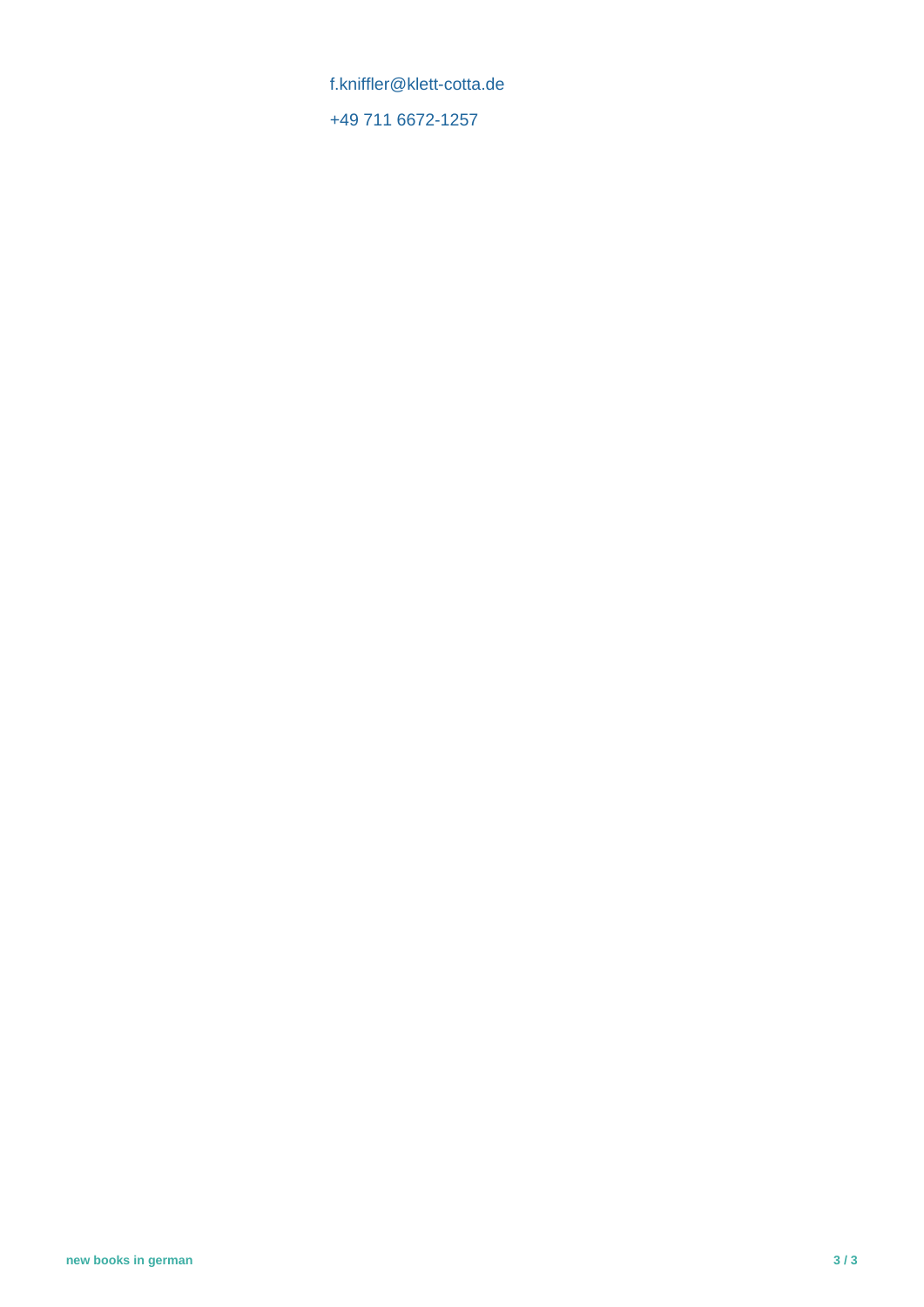f.kniffler@klett-cotta.de

+49 711 6672-1257